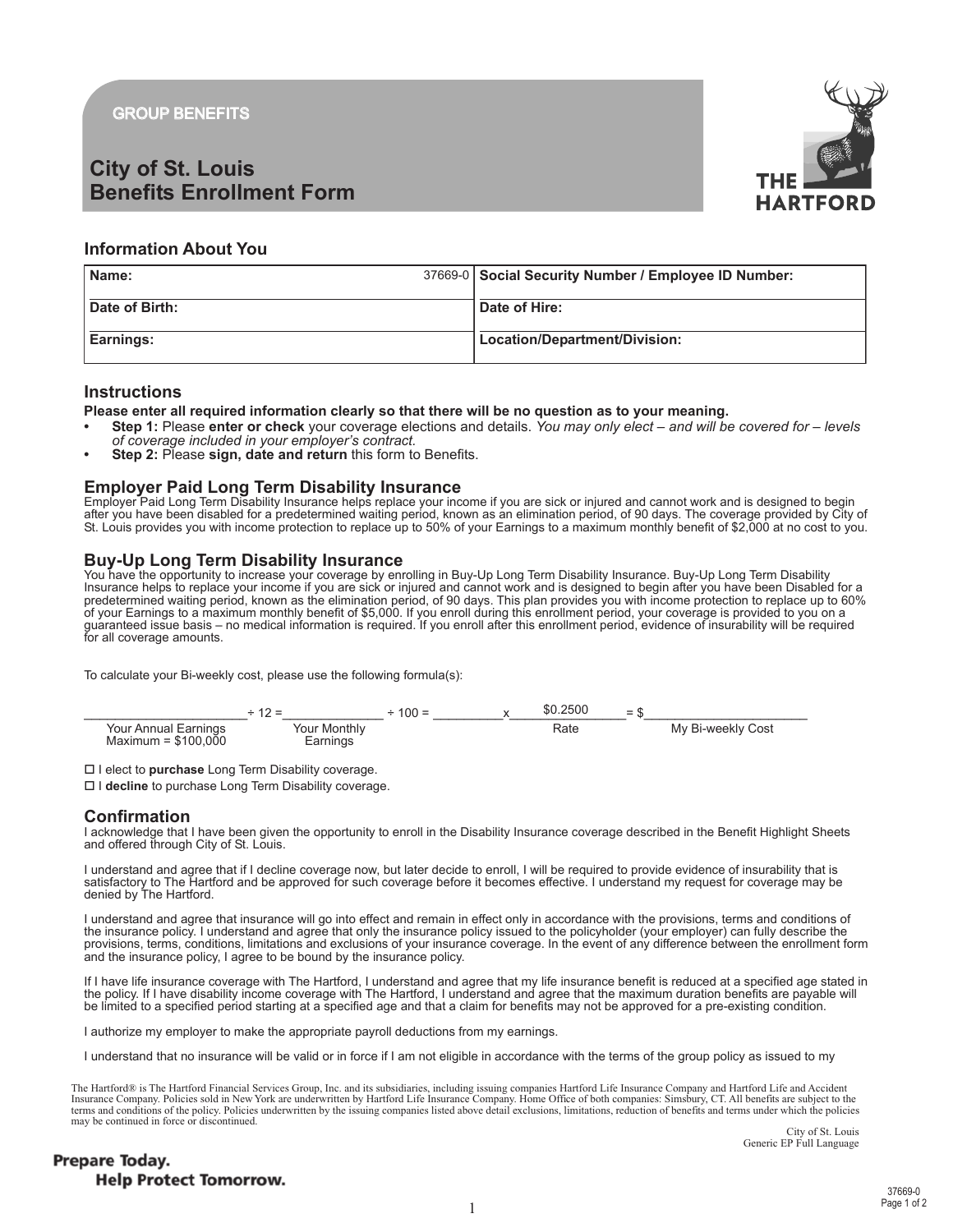GROUP BENEFITS

# City of St. Louis Benefits Enrollment Form

## Information About You

| Name: 37669-0 | Social Security Number / Employee ID Number: |
|---|---|
| Date of Birth: | Date of Hire: |
| Earnings: | Location/Department/Division: |

## Instructions

**Please enter all required information clearly so that there will be no question as to your meaning.**

- **Step 1:** Please **enter or check** your coverage elections and details. *You may only elect – and will be covered for – levels of coverage included in your employer's contract.*
- **Step 2:** Please **sign, date and return** this form to Benefits.

## Employer Paid Long Term Disability Insurance

Employer Paid Long Term Disability Insurance helps replace your income if you are sick or injured and cannot work and is designed to begin after you have been disabled for a predetermined waiting period, known as an elimination period, of 90 days. The coverage provided by City of St. Louis provides you with income protection to replace up to 50% of your Earnings to a maximum monthly benefit of $2,000 at no cost to you.

## Buy-Up Long Term Disability Insurance

You have the opportunity to increase your coverage by enrolling in Buy-Up Long Term Disability Insurance. Buy-Up Long Term Disability Insurance helps to replace your income if you are sick or injured and cannot work and is designed to begin after you have been Disabled for a predetermined waiting period, known as the elimination period, of 90 days. This plan provides you with income protection to replace up to 60% of your Earnings to a maximum monthly benefit of $5,000. If you enroll during this enrollment period, your coverage is provided to you on a guaranteed issue basis – no medical information is required. If you enroll after this enrollment period, evidence of insurability will be required for all coverage amounts.

To calculate your Bi-weekly cost, please use the following formula(s):

| ______________ | ÷ 12 = | ______________ | ÷ 100 = | __________ | x | $0.2500 | = $ | ______________ |
|---|---|---|---|---|---|---|---|---|
| Your Annual Earnings Maximum = $100,000 | | Your Monthly Earnings | | | | Rate | | My Bi-weekly Cost |

☐ I elect to **purchase** Long Term Disability coverage.

☐ I **decline** to purchase Long Term Disability coverage.

## Confirmation

I acknowledge that I have been given the opportunity to enroll in the Disability Insurance coverage described in the Benefit Highlight Sheets and offered through City of St. Louis.

I understand and agree that if I decline coverage now, but later decide to enroll, I will be required to provide evidence of insurability that is satisfactory to The Hartford and be approved for such coverage before it becomes effective. I understand my request for coverage may be denied by The Hartford.

I understand and agree that insurance will go into effect and remain in effect only in accordance with the provisions, terms and conditions of the insurance policy. I understand and agree that only the insurance policy issued to the policyholder (your employer) can fully describe the provisions, terms, conditions, limitations and exclusions of your insurance coverage. In the event of any difference between the enrollment form and the insurance policy, I agree to be bound by the insurance policy.

If I have life insurance coverage with The Hartford, I understand and agree that my life insurance benefit is reduced at a specified age stated in the policy. If I have disability income coverage with The Hartford, I understand and agree that the maximum duration benefits are payable will be limited to a specified period starting at a specified age and that a claim for benefits may not be approved for a pre-existing condition.

I authorize my employer to make the appropriate payroll deductions from my earnings.

I understand that no insurance will be valid or in force if I am not eligible in accordance with the terms of the group policy as issued to my

The Hartford® is The Hartford Financial Services Group, Inc. and its subsidiaries, including issuing companies Hartford Life Insurance Company and Hartford Life and Accident Insurance Company. Policies sold in New York are underwritten by Hartford Life Insurance Company. Home Office of both companies: Simsbury, CT. All benefits are subject to the terms and conditions of the policy. Policies underwritten by the issuing companies listed above detail exclusions, limitations, reduction of benefits and terms under which the policies may be continued in force or discontinued.

City of St. Louis
Generic EP Full Language

Prepare Today.
Help Protect Tomorrow.

37669-0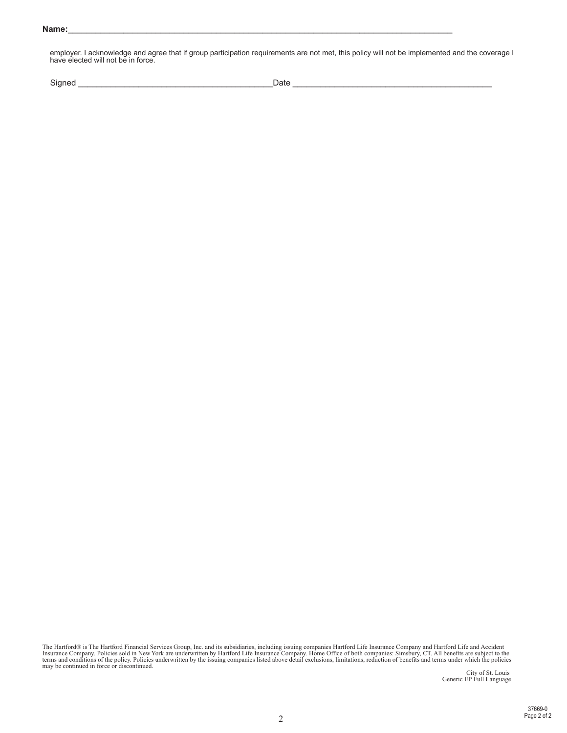**Name:\_\_\_\_\_\_\_\_\_\_\_\_\_\_\_\_\_\_\_\_\_\_\_\_\_\_\_\_\_\_\_\_\_\_\_\_\_\_\_\_\_\_\_\_\_\_\_\_\_\_\_\_\_\_\_\_\_\_\_\_\_\_\_\_\_\_\_\_\_\_\_\_\_\_\_\_\_\_\_\_\_\_\_**

employer. I acknowledge and agree that if group participation requirements are not met, this policy will not be implemented and the coverage I have elected will not be in force.

Signed \_\_\_\_\_\_\_\_\_\_\_\_\_\_\_\_\_\_\_\_\_\_\_\_\_\_\_\_\_\_\_\_\_\_\_\_\_\_\_\_\_\_\_\_\_\_\_\_\_\_\_\_\_\_\_\_\_\_Date \_\_\_\_\_\_\_\_\_\_\_\_\_\_\_\_\_\_\_\_\_\_\_\_\_\_\_\_\_\_\_\_\_\_\_\_\_\_\_\_\_\_\_\_\_\_\_\_\_\_\_\_\_\_\_\_\_\_\_\_\_\_

The Hartford® is The Hartford Financial Services Group, Inc. and its subsidiaries, including issuing companies Hartford Life Insurance Company and Hartford Life and Accident Insurance Company. Policies sold in New York are underwritten by Hartford Life Insurance Company. Home Office of both companies: Simsbury, CT. All benefits are subject to the terms and conditions of the policy. Policies underwritten by the issuing companies listed above detail exclusions, limitations, reduction of benefits and terms under which the policies may be continued in force or discontinued.

City of St. Louis
Generic EP Full Language

37669-0